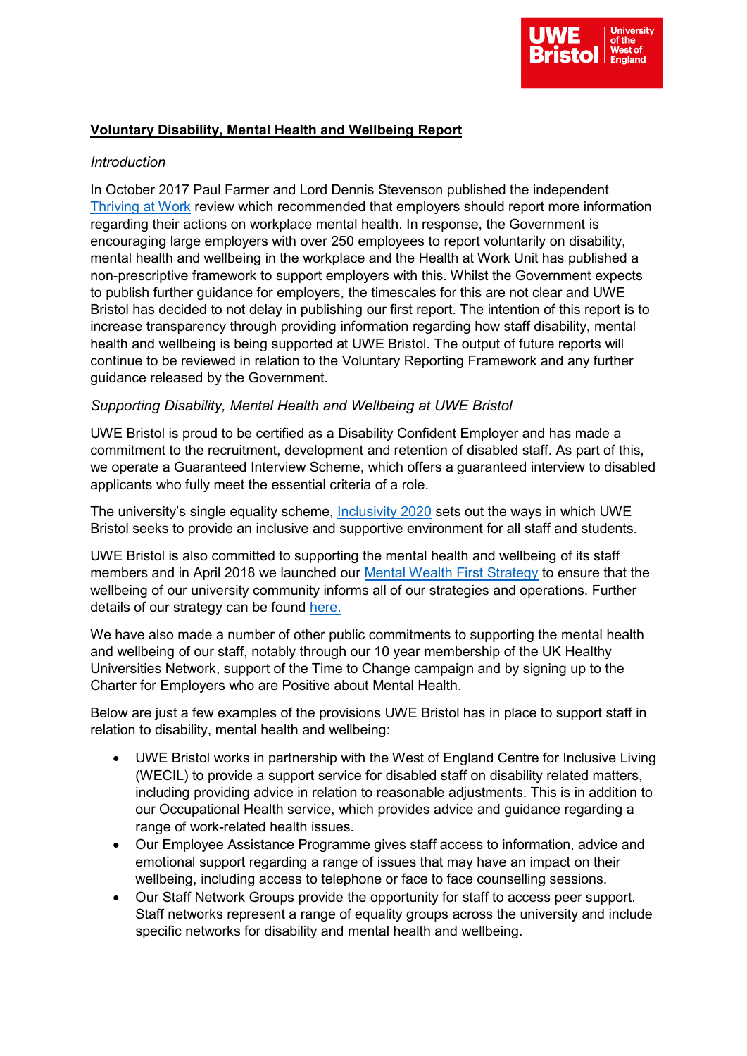# Voluntary Disability, Mental Health and Wellbeing Report

*Introduction*

In October 2017 Paul Farmer and Lord Dennis Stevenson published the independent Thriving at Work review which recommended that employers should report more information regarding their actions on workplace mental health. In response, the Government is encouraging large employers with over 250 employees to report voluntarily on disability, mental health and wellbeing in the workplace and the Health at Work Unit has published a non-prescriptive framework to support employers with this. Whilst the Government expects to publish further guidance for employers, the timescales for this are not clear and UWE Bristol has decided to not delay in publishing our first report. The intention of this report is to increase transparency through providing information regarding how staff disability, mental health and wellbeing is being supported at UWE Bristol. The output of future reports will continue to be reviewed in relation to the Voluntary Reporting Framework and any further guidance released by the Government.

*Supporting Disability, Mental Health and Wellbeing at UWE Bristol*

UWE Bristol is proud to be certified as a Disability Confident Employer and has made a commitment to the recruitment, development and retention of disabled staff. As part of this, we operate a Guaranteed Interview Scheme, which offers a guaranteed interview to disabled applicants who fully meet the essential criteria of a role.

The university's single equality scheme, Inclusivity 2020 sets out the ways in which UWE Bristol seeks to provide an inclusive and supportive environment for all staff and students.

UWE Bristol is also committed to supporting the mental health and wellbeing of its staff members and in April 2018 we launched our Mental Wealth First Strategy to ensure that the wellbeing of our university community informs all of our strategies and operations. Further details of our strategy can be found here.

We have also made a number of other public commitments to supporting the mental health and wellbeing of our staff, notably through our 10 year membership of the UK Healthy Universities Network, support of the Time to Change campaign and by signing up to the Charter for Employers who are Positive about Mental Health.

Below are just a few examples of the provisions UWE Bristol has in place to support staff in relation to disability, mental health and wellbeing:

- UWE Bristol works in partnership with the West of England Centre for Inclusive Living (WECIL) to provide a support service for disabled staff on disability related matters, including providing advice in relation to reasonable adjustments. This is in addition to our Occupational Health service, which provides advice and guidance regarding a range of work-related health issues.
- Our Employee Assistance Programme gives staff access to information, advice and emotional support regarding a range of issues that may have an impact on their wellbeing, including access to telephone or face to face counselling sessions.
- Our Staff Network Groups provide the opportunity for staff to access peer support. Staff networks represent a range of equality groups across the university and include specific networks for disability and mental health and wellbeing.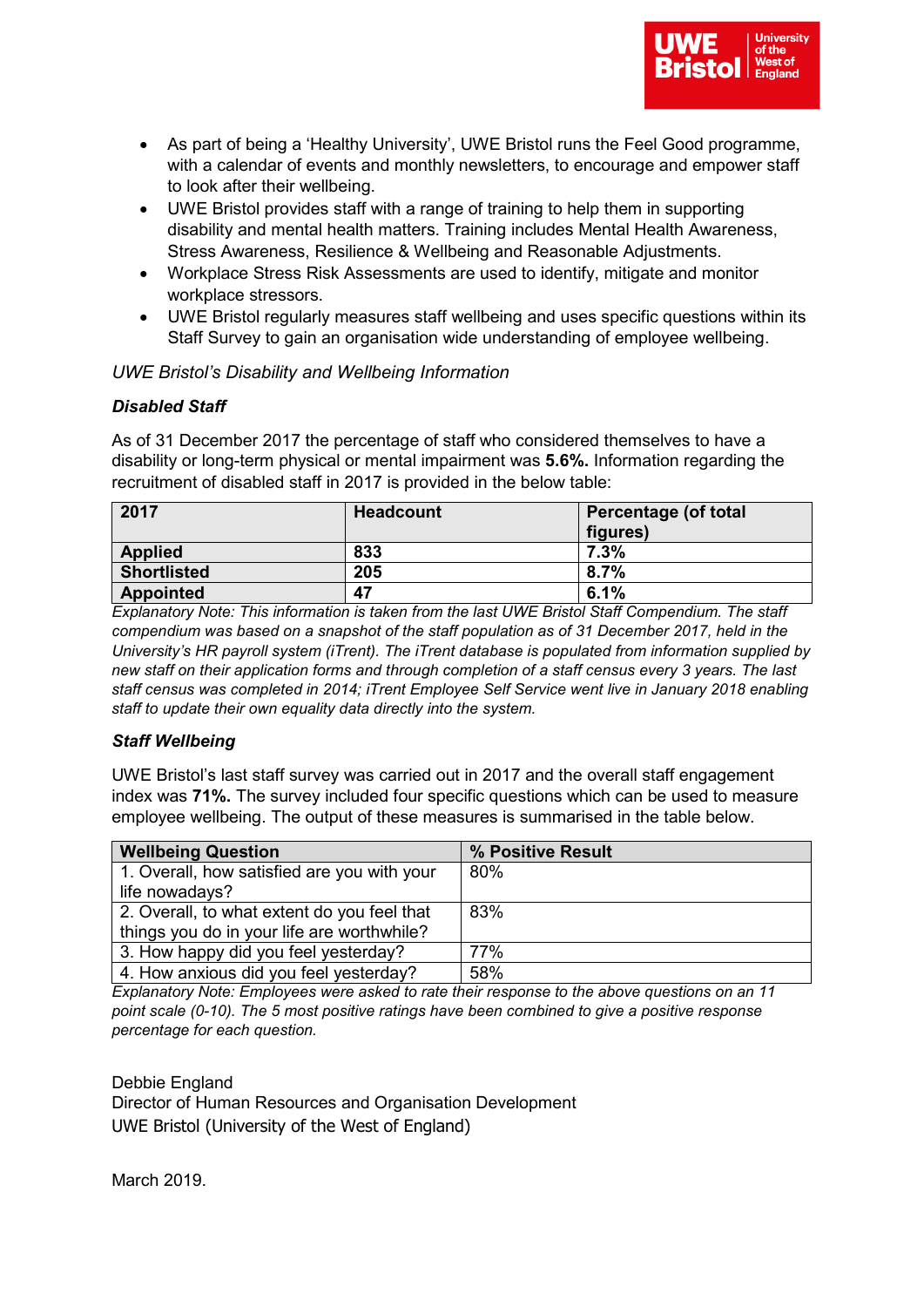- As part of being a 'Healthy University', UWE Bristol runs the Feel Good programme, with a calendar of events and monthly newsletters, to encourage and empower staff to look after their wellbeing.
- UWE Bristol provides staff with a range of training to help them in supporting disability and mental health matters. Training includes Mental Health Awareness, Stress Awareness, Resilience & Wellbeing and Reasonable Adjustments.
- Workplace Stress Risk Assessments are used to identify, mitigate and monitor workplace stressors.
- UWE Bristol regularly measures staff wellbeing and uses specific questions within its Staff Survey to gain an organisation wide understanding of employee wellbeing.

*UWE Bristol's Disability and Wellbeing Information*

***Disabled Staff***

As of 31 December 2017 the percentage of staff who considered themselves to have a disability or long-term physical or mental impairment was **5.6%.** Information regarding the recruitment of disabled staff in 2017 is provided in the below table:

| 2017 | Headcount | Percentage (of total figures) |
|---|---|---|
| **Applied** | **833** | **7.3%** |
| **Shortlisted** | **205** | **8.7%** |
| **Appointed** | **47** | **6.1%** |

*Explanatory Note: This information is taken from the last UWE Bristol Staff Compendium. The staff compendium was based on a snapshot of the staff population as of 31 December 2017, held in the University's HR payroll system (iTrent). The iTrent database is populated from information supplied by new staff on their application forms and through completion of a staff census every 3 years. The last staff census was completed in 2014; iTrent Employee Self Service went live in January 2018 enabling staff to update their own equality data directly into the system.*

***Staff Wellbeing***

UWE Bristol's last staff survey was carried out in 2017 and the overall staff engagement index was **71%.** The survey included four specific questions which can be used to measure employee wellbeing. The output of these measures is summarised in the table below.

| Wellbeing Question | % Positive Result |
|---|---|
| 1. Overall, how satisfied are you with your life nowadays? | 80% |
| 2. Overall, to what extent do you feel that things you do in your life are worthwhile? | 83% |
| 3. How happy did you feel yesterday? | 77% |
| 4. How anxious did you feel yesterday? | 58% |

*Explanatory Note: Employees were asked to rate their response to the above questions on an 11 point scale (0-10). The 5 most positive ratings have been combined to give a positive response percentage for each question.*

Debbie England
Director of Human Resources and Organisation Development
UWE Bristol (University of the West of England)

March 2019.